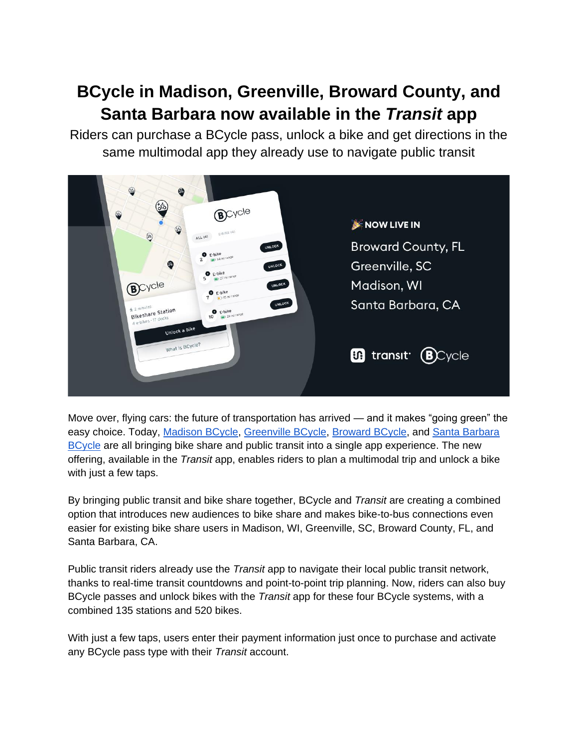# BCycle in Madison, Greenville, Broward County, and Santa Barbara now available in the *Transit* app

Riders can purchase a BCycle pass, unlock a bike and get directions in the same multimodal app they already use to navigate public transit

Move over, flying cars: the future of transportation has arrived — and it makes "going green" the easy choice. Today, Madison BCycle, Greenville BCycle, Broward BCycle, and Santa Barbara BCycle are all bringing bike share and public transit into a single app experience. The new offering, available in the *Transit* app, enables riders to plan a multimodal trip and unlock a bike with just a few taps.

By bringing public transit and bike share together, BCycle and *Transit* are creating a combined option that introduces new audiences to bike share and makes bike-to-bus connections even easier for existing bike share users in Madison, WI, Greenville, SC, Broward County, FL, and Santa Barbara, CA.

Public transit riders already use the *Transit* app to navigate their local public transit network, thanks to real-time transit countdowns and point-to-point trip planning. Now, riders can also buy BCycle passes and unlock bikes with the *Transit* app for these four BCycle systems, with a combined 135 stations and 520 bikes.

With just a few taps, users enter their payment information just once to purchase and activate any BCycle pass type with their *Transit* account.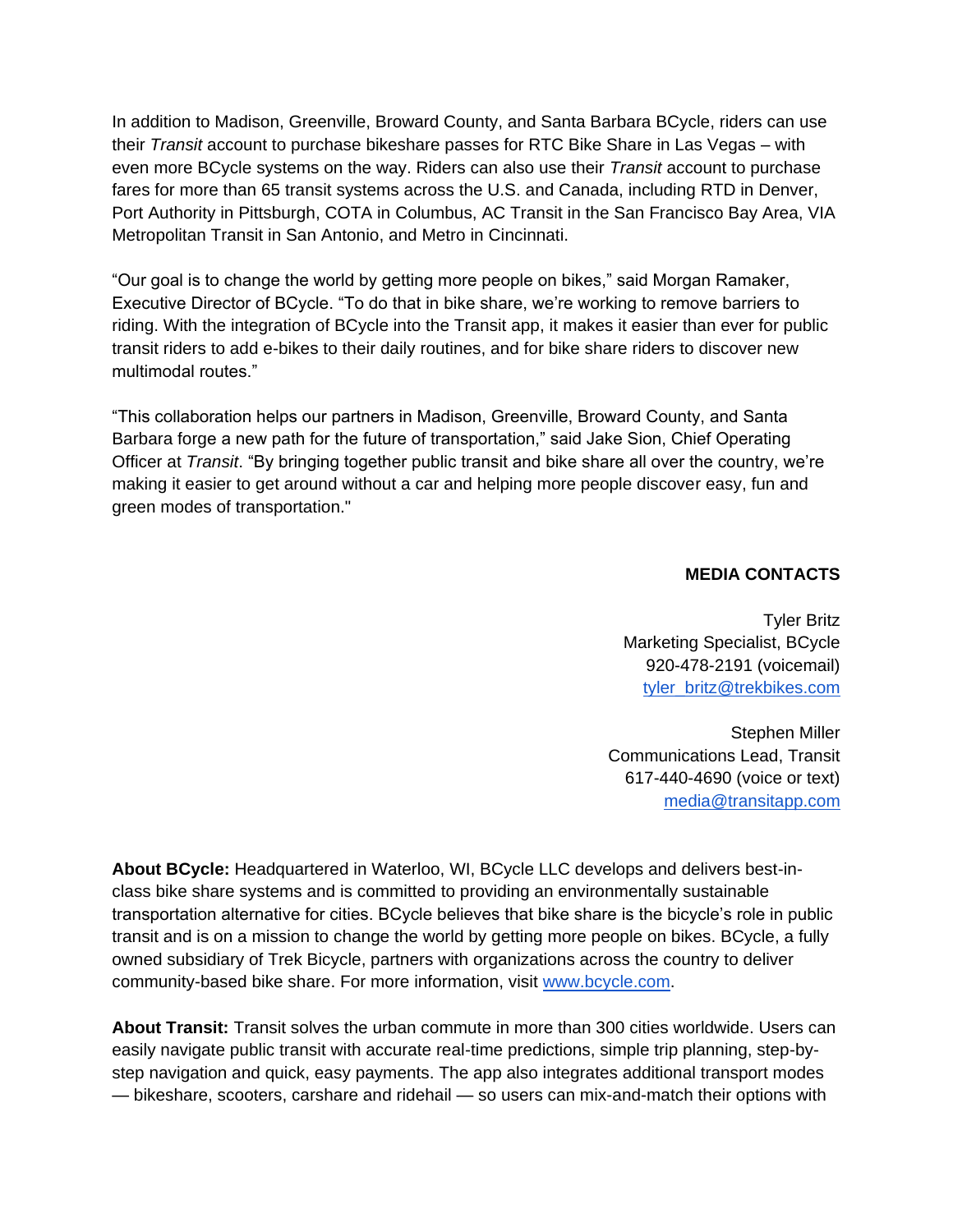In addition to Madison, Greenville, Broward County, and Santa Barbara BCycle, riders can use their *Transit* account to purchase bikeshare passes for RTC Bike Share in Las Vegas – with even more BCycle systems on the way. Riders can also use their *Transit* account to purchase fares for more than 65 transit systems across the U.S. and Canada, including RTD in Denver, Port Authority in Pittsburgh, COTA in Columbus, AC Transit in the San Francisco Bay Area, VIA Metropolitan Transit in San Antonio, and Metro in Cincinnati.

"Our goal is to change the world by getting more people on bikes," said Morgan Ramaker, Executive Director of BCycle. "To do that in bike share, we're working to remove barriers to riding. With the integration of BCycle into the Transit app, it makes it easier than ever for public transit riders to add e-bikes to their daily routines, and for bike share riders to discover new multimodal routes."

"This collaboration helps our partners in Madison, Greenville, Broward County, and Santa Barbara forge a new path for the future of transportation," said Jake Sion, Chief Operating Officer at *Transit*. "By bringing together public transit and bike share all over the country, we're making it easier to get around without a car and helping more people discover easy, fun and green modes of transportation."

**MEDIA CONTACTS**

Tyler Britz
Marketing Specialist, BCycle
920-478-2191 (voicemail)
[tyler_britz@trekbikes.com](mailto:tyler_britz@trekbikes.com)

Stephen Miller
Communications Lead, Transit
617-440-4690 (voice or text)
[media@transitapp.com](mailto:media@transitapp.com)

**About BCycle:** Headquartered in Waterloo, WI, BCycle LLC develops and delivers best-in-class bike share systems and is committed to providing an environmentally sustainable transportation alternative for cities. BCycle believes that bike share is the bicycle's role in public transit and is on a mission to change the world by getting more people on bikes. BCycle, a fully owned subsidiary of Trek Bicycle, partners with organizations across the country to deliver community-based bike share. For more information, visit [www.bcycle.com](http://www.bcycle.com).

**About Transit:** Transit solves the urban commute in more than 300 cities worldwide. Users can easily navigate public transit with accurate real-time predictions, simple trip planning, step-by-step navigation and quick, easy payments. The app also integrates additional transport modes — bikeshare, scooters, carshare and ridehail — so users can mix-and-match their options with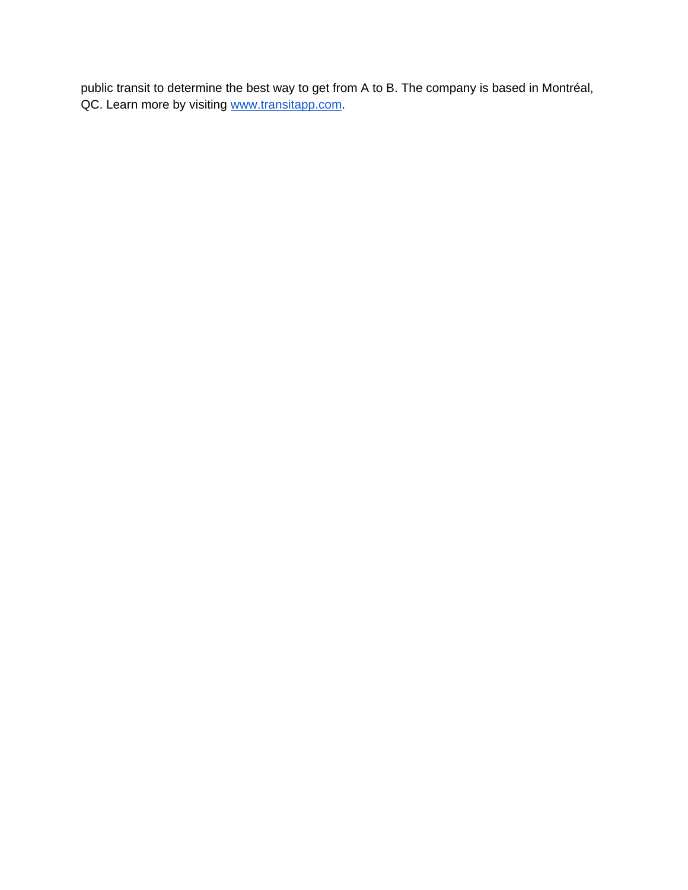public transit to determine the best way to get from A to B. The company is based in Montréal, QC. Learn more by visiting [www.transitapp.com](http://www.transitapp.com).